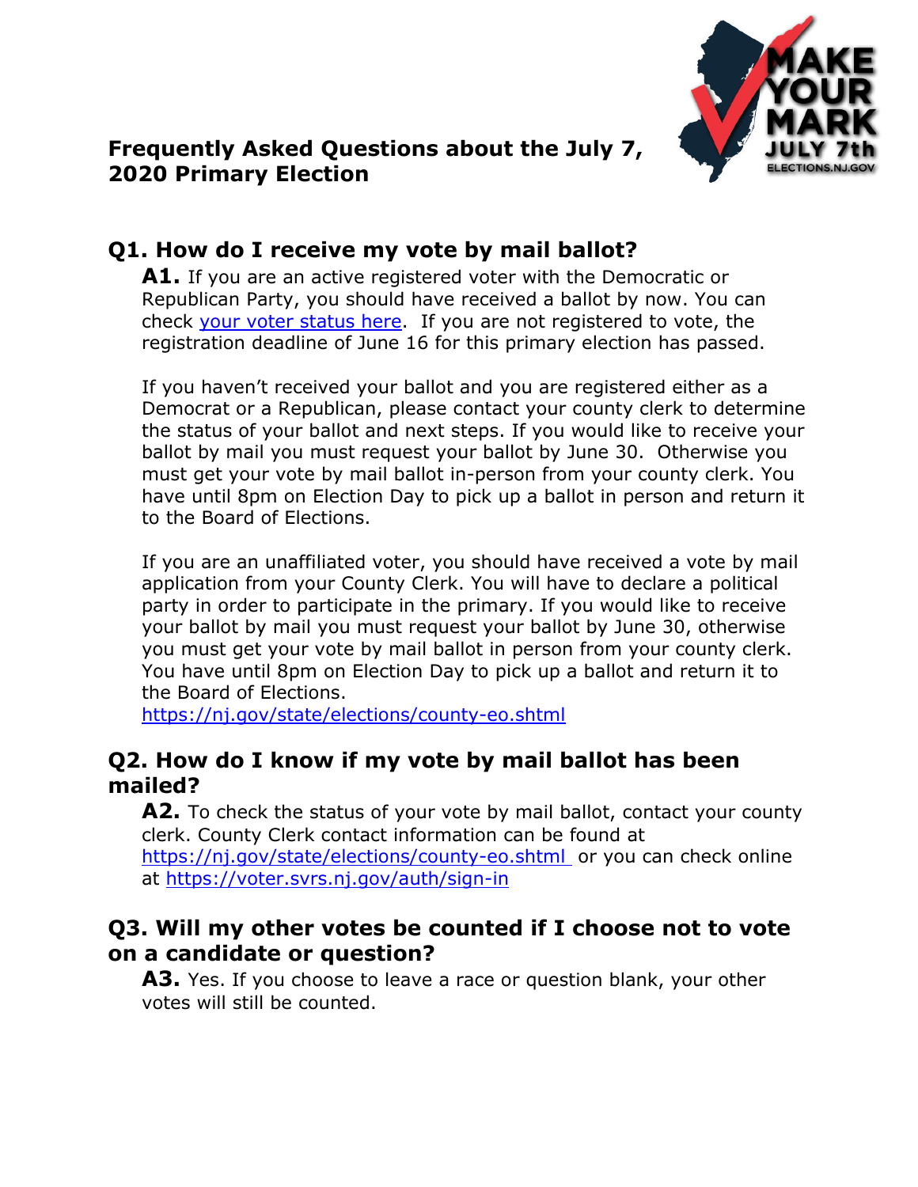# Frequently Asked Questions about the July 7, 2020 Primary Election

## Q1. How do I receive my vote by mail ballot?

**A1.** If you are an active registered voter with the Democratic or Republican Party, you should have received a ballot by now. You can check [your voter status here](). If you are not registered to vote, the registration deadline of June 16 for this primary election has passed.

If you haven't received your ballot and you are registered either as a Democrat or a Republican, please contact your county clerk to determine the status of your ballot and next steps. If you would like to receive your ballot by mail you must request your ballot by June 30. Otherwise you must get your vote by mail ballot in-person from your county clerk. You have until 8pm on Election Day to pick up a ballot in person and return it to the Board of Elections.

If you are an unaffiliated voter, you should have received a vote by mail application from your County Clerk. You will have to declare a political party in order to participate in the primary. If you would like to receive your ballot by mail you must request your ballot by June 30, otherwise you must get your vote by mail ballot in person from your county clerk. You have until 8pm on Election Day to pick up a ballot and return it to the Board of Elections.
https://nj.gov/state/elections/county-eo.shtml

## Q2. How do I know if my vote by mail ballot has been mailed?

**A2.** To check the status of your vote by mail ballot, contact your county clerk. County Clerk contact information can be found at https://nj.gov/state/elections/county-eo.shtml or you can check online at https://voter.svrs.nj.gov/auth/sign-in

## Q3. Will my other votes be counted if I choose not to vote on a candidate or question?

**A3.** Yes. If you choose to leave a race or question blank, your other votes will still be counted.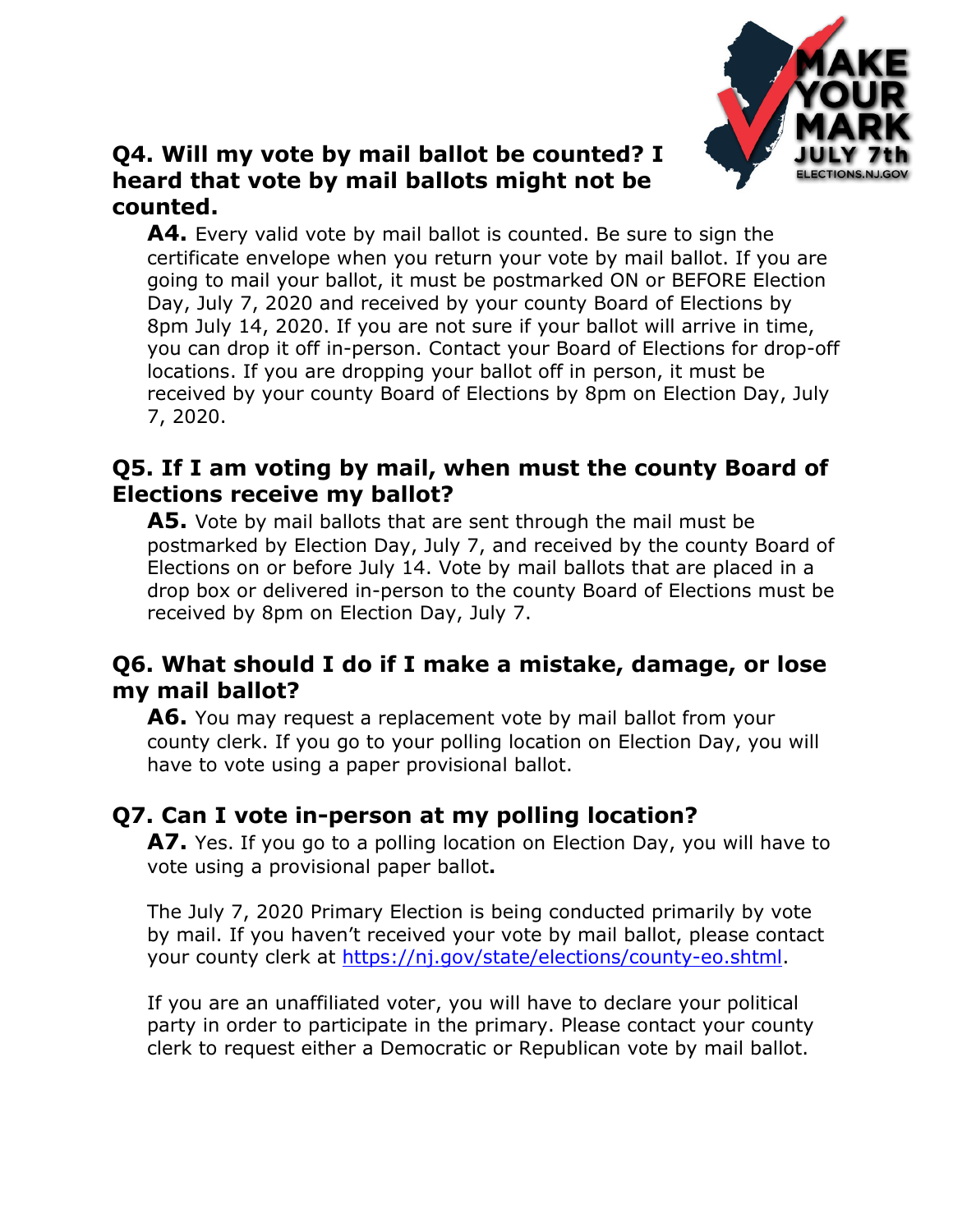### Q4. Will my vote by mail ballot be counted? I heard that vote by mail ballots might not be counted.

**A4.** Every valid vote by mail ballot is counted. Be sure to sign the certificate envelope when you return your vote by mail ballot. If you are going to mail your ballot, it must be postmarked ON or BEFORE Election Day, July 7, 2020 and received by your county Board of Elections by 8pm July 14, 2020. If you are not sure if your ballot will arrive in time, you can drop it off in-person. Contact your Board of Elections for drop-off locations. If you are dropping your ballot off in person, it must be received by your county Board of Elections by 8pm on Election Day, July 7, 2020.

### Q5. If I am voting by mail, when must the county Board of Elections receive my ballot?

**A5.** Vote by mail ballots that are sent through the mail must be postmarked by Election Day, July 7, and received by the county Board of Elections on or before July 14. Vote by mail ballots that are placed in a drop box or delivered in-person to the county Board of Elections must be received by 8pm on Election Day, July 7.

### Q6. What should I do if I make a mistake, damage, or lose my mail ballot?

**A6.** You may request a replacement vote by mail ballot from your county clerk. If you go to your polling location on Election Day, you will have to vote using a paper provisional ballot.

### Q7. Can I vote in-person at my polling location?

**A7.** Yes. If you go to a polling location on Election Day, you will have to vote using a provisional paper ballot**.**

The July 7, 2020 Primary Election is being conducted primarily by vote by mail. If you haven't received your vote by mail ballot, please contact your county clerk at [https://nj.gov/state/elections/county-eo.shtml](https://nj.gov/state/elections/county-eo.shtml).

If you are an unaffiliated voter, you will have to declare your political party in order to participate in the primary. Please contact your county clerk to request either a Democratic or Republican vote by mail ballot.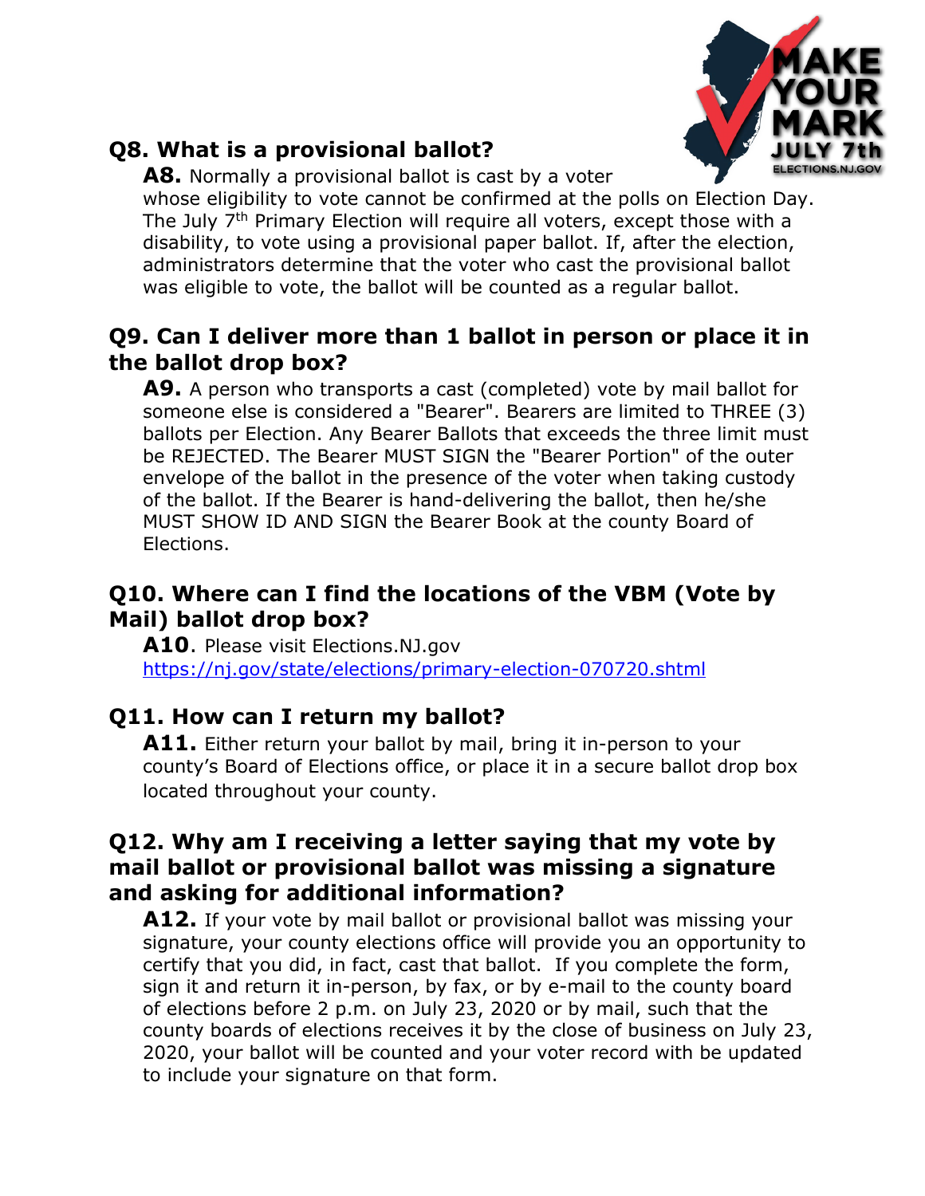## Q8. What is a provisional ballot?

**A8.** Normally a provisional ballot is cast by a voter whose eligibility to vote cannot be confirmed at the polls on Election Day. The July 7th Primary Election will require all voters, except those with a disability, to vote using a provisional paper ballot. If, after the election, administrators determine that the voter who cast the provisional ballot was eligible to vote, the ballot will be counted as a regular ballot.

## Q9. Can I deliver more than 1 ballot in person or place it in the ballot drop box?

**A9.** A person who transports a cast (completed) vote by mail ballot for someone else is considered a "Bearer". Bearers are limited to THREE (3) ballots per Election. Any Bearer Ballots that exceeds the three limit must be REJECTED. The Bearer MUST SIGN the "Bearer Portion" of the outer envelope of the ballot in the presence of the voter when taking custody of the ballot. If the Bearer is hand-delivering the ballot, then he/she MUST SHOW ID AND SIGN the Bearer Book at the county Board of Elections.

## Q10. Where can I find the locations of the VBM (Vote by Mail) ballot drop box?

**A10**. Please visit Elections.NJ.gov https://nj.gov/state/elections/primary-election-070720.shtml

## Q11. How can I return my ballot?

**A11.** Either return your ballot by mail, bring it in-person to your county's Board of Elections office, or place it in a secure ballot drop box located throughout your county.

## Q12. Why am I receiving a letter saying that my vote by mail ballot or provisional ballot was missing a signature and asking for additional information?

**A12.** If your vote by mail ballot or provisional ballot was missing your signature, your county elections office will provide you an opportunity to certify that you did, in fact, cast that ballot. If you complete the form, sign it and return it in-person, by fax, or by e-mail to the county board of elections before 2 p.m. on July 23, 2020 or by mail, such that the county boards of elections receives it by the close of business on July 23, 2020, your ballot will be counted and your voter record with be updated to include your signature on that form.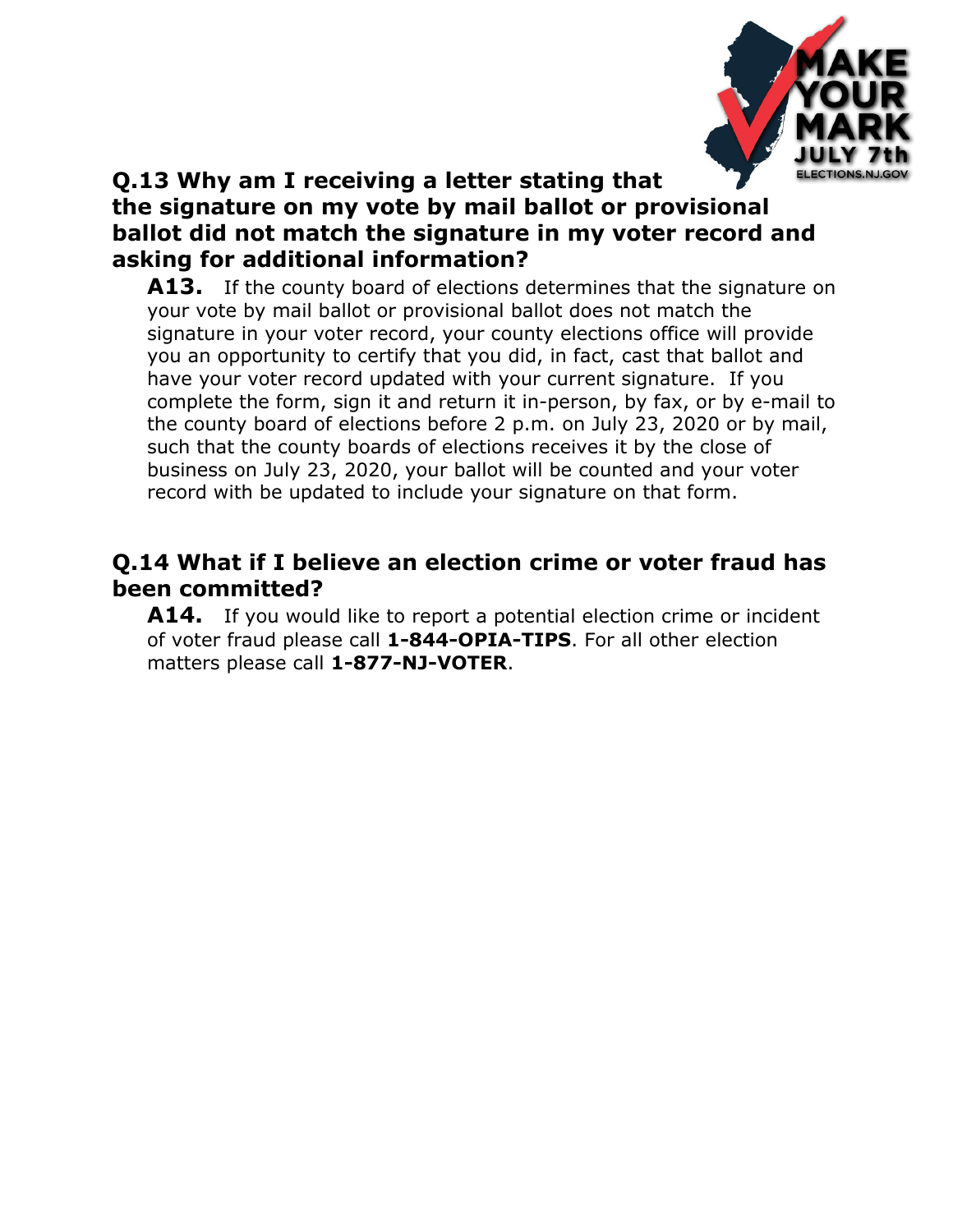**Q.13 Why am I receiving a letter stating that the signature on my vote by mail ballot or provisional ballot did not match the signature in my voter record and asking for additional information?**

**A13.** If the county board of elections determines that the signature on your vote by mail ballot or provisional ballot does not match the signature in your voter record, your county elections office will provide you an opportunity to certify that you did, in fact, cast that ballot and have your voter record updated with your current signature. If you complete the form, sign it and return it in-person, by fax, or by e-mail to the county board of elections before 2 p.m. on July 23, 2020 or by mail, such that the county boards of elections receives it by the close of business on July 23, 2020, your ballot will be counted and your voter record with be updated to include your signature on that form.

**Q.14 What if I believe an election crime or voter fraud has been committed?**

**A14.** If you would like to report a potential election crime or incident of voter fraud please call **1-844-OPIA-TIPS**. For all other election matters please call **1-877-NJ-VOTER**.